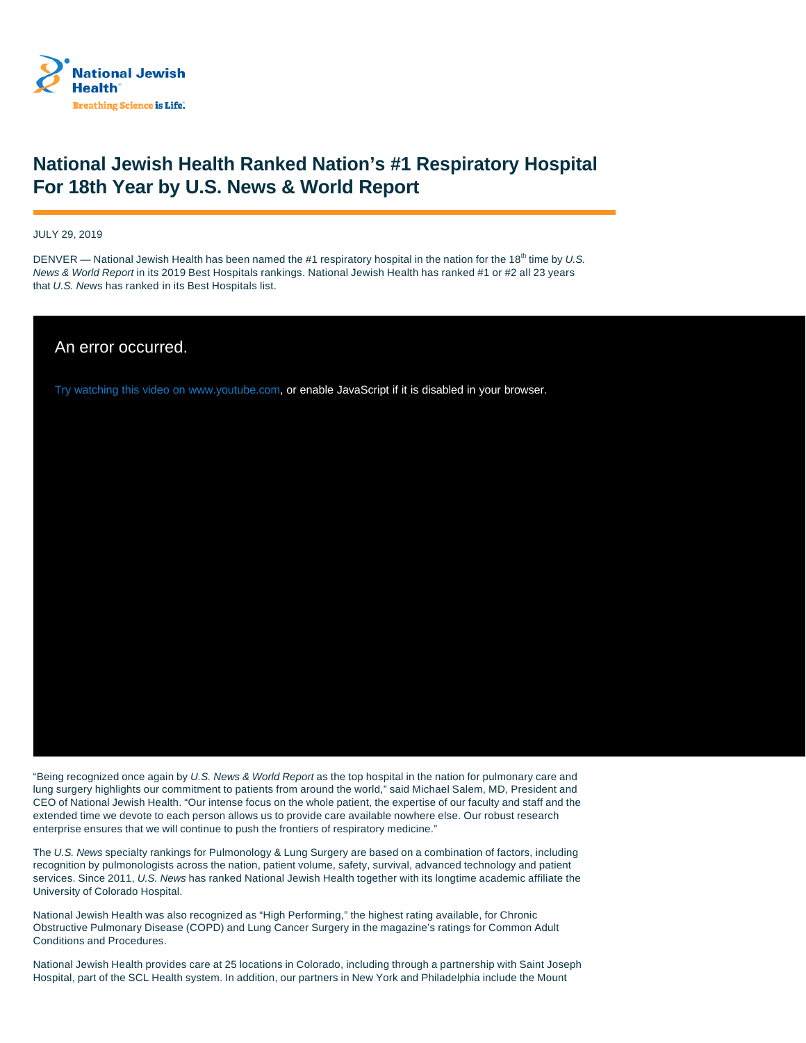National Jewish Health

Breathing Science is Life.

# National Jewish Health Ranked Nation's #1 Respiratory Hospital For 18th Year by U.S. News & World Report

JULY 29, 2019

DENVER — National Jewish Health has been named the #1 respiratory hospital in the nation for the 18th time by *U.S. News & World Report* in its 2019 Best Hospitals rankings. National Jewish Health has ranked #1 or #2 all 23 years that *U.S. News* has ranked in its Best Hospitals list.

An error occurred.

Try watching this video on www.youtube.com, or enable JavaScript if it is disabled in your browser.

"Being recognized once again by *U.S. News & World Report* as the top hospital in the nation for pulmonary care and lung surgery highlights our commitment to patients from around the world," said Michael Salem, MD, President and CEO of National Jewish Health. "Our intense focus on the whole patient, the expertise of our faculty and staff and the extended time we devote to each person allows us to provide care available nowhere else. Our robust research enterprise ensures that we will continue to push the frontiers of respiratory medicine."

The *U.S. News* specialty rankings for Pulmonology & Lung Surgery are based on a combination of factors, including recognition by pulmonologists across the nation, patient volume, safety, survival, advanced technology and patient services. Since 2011, *U.S. News* has ranked National Jewish Health together with its longtime academic affiliate the University of Colorado Hospital.

National Jewish Health was also recognized as "High Performing," the highest rating available, for Chronic Obstructive Pulmonary Disease (COPD) and Lung Cancer Surgery in the magazine's ratings for Common Adult Conditions and Procedures.

National Jewish Health provides care at 25 locations in Colorado, including through a partnership with Saint Joseph Hospital, part of the SCL Health system. In addition, our partners in New York and Philadelphia include the Mount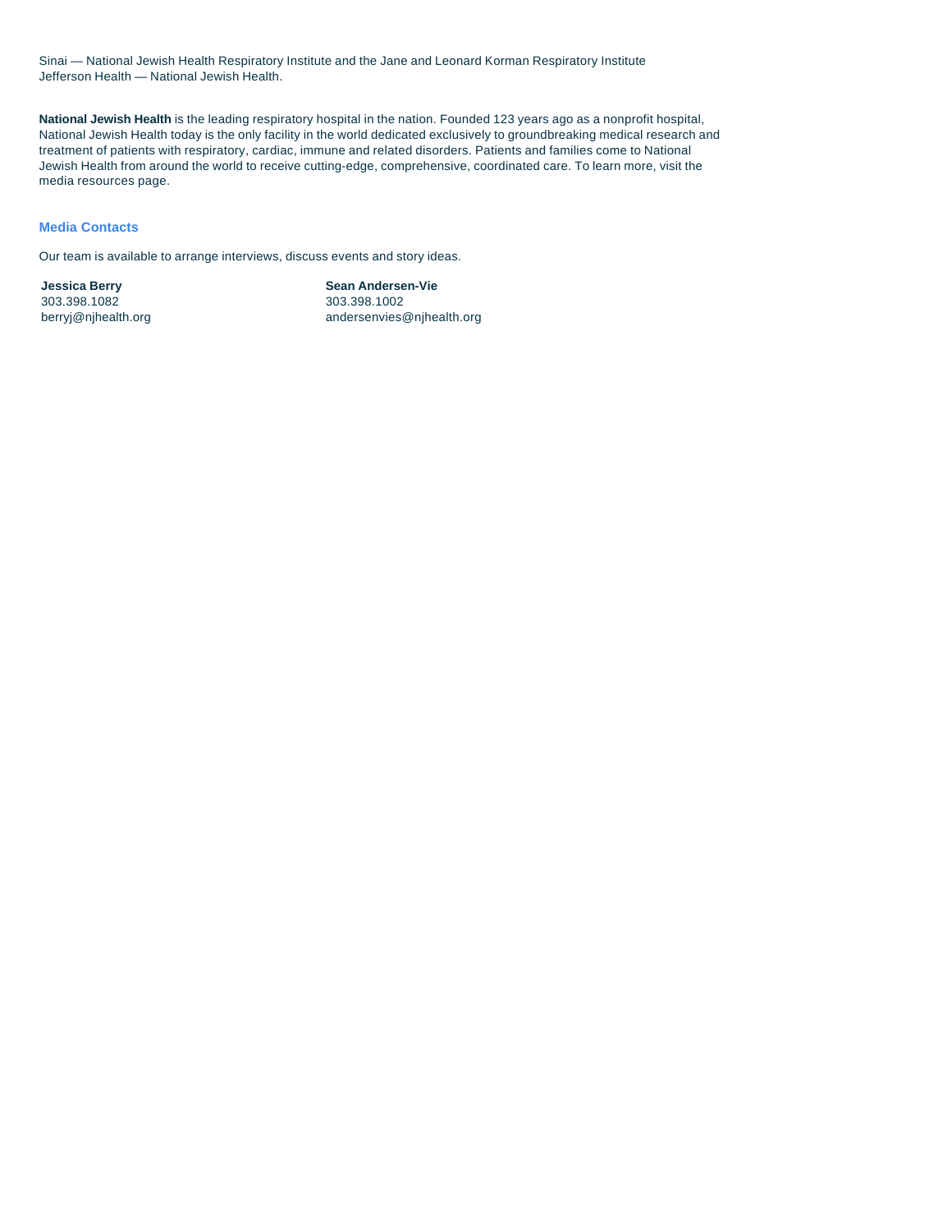Sinai — National Jewish Health Respiratory Institute and the Jane and Leonard Korman Respiratory Institute Jefferson Health — National Jewish Health.

**National Jewish Health** is the leading respiratory hospital in the nation. Founded 123 years ago as a nonprofit hospital, National Jewish Health today is the only facility in the world dedicated exclusively to groundbreaking medical research and treatment of patients with respiratory, cardiac, immune and related disorders. Patients and families come to National Jewish Health from around the world to receive cutting-edge, comprehensive, coordinated care. To learn more, visit the media resources page.

## Media Contacts

Our team is available to arrange interviews, discuss events and story ideas.

**Jessica Berry**
303.398.1082
berryj@njhealth.org

**Sean Andersen-Vie**
303.398.1002
andersenvies@njhealth.org